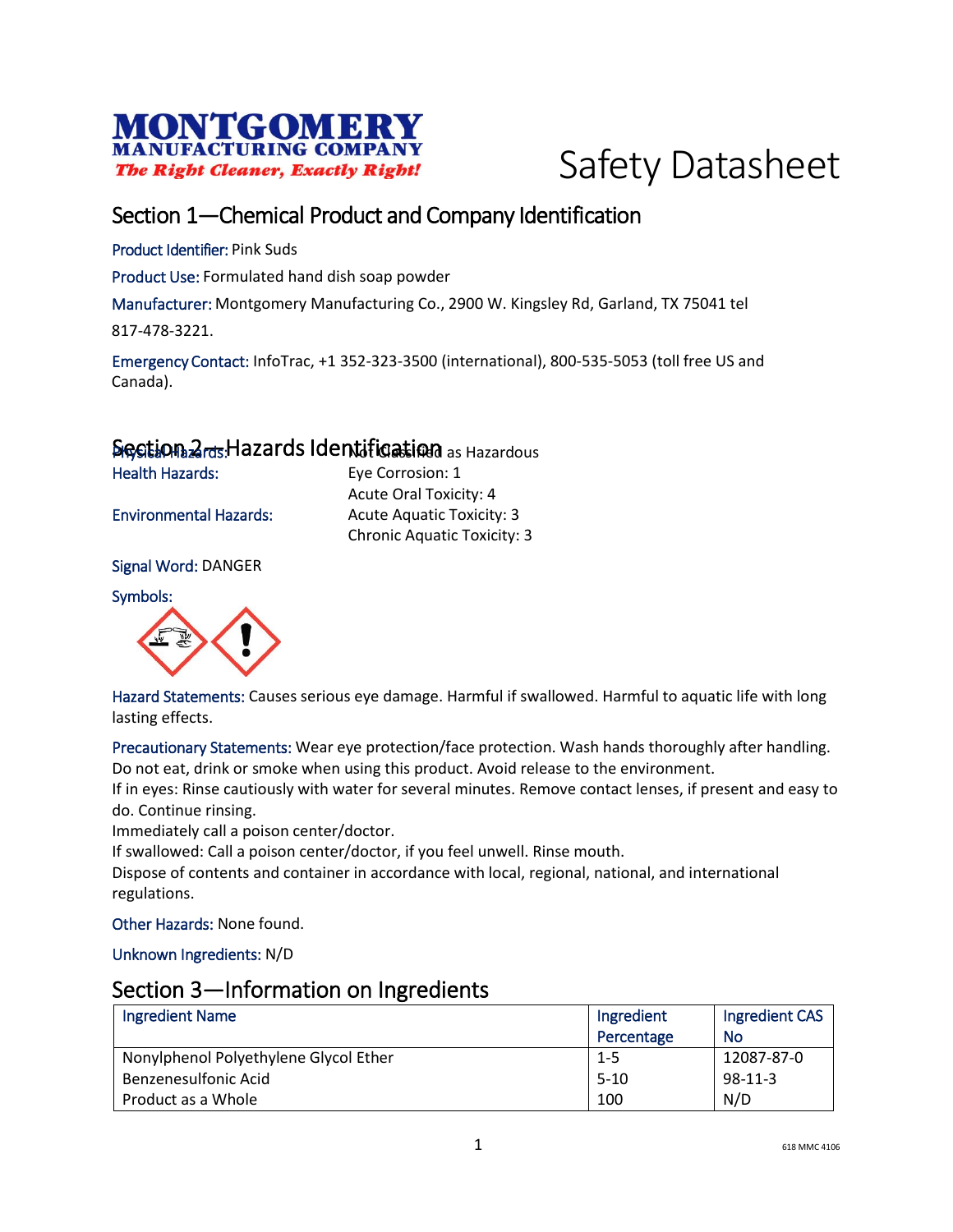**MONTGOMERY MANUFACTURING COMPANY**
*The Right Cleaner, Exactly Right!*

# Safety Datasheet

## Section 1—Chemical Product and Company Identification

Product Identifier: Pink Suds

Product Use: Formulated hand dish soap powder

Manufacturer: Montgomery Manufacturing Co., 2900 W. Kingsley Rd, Garland, TX 75041 tel 817-478-3221.

Emergency Contact: InfoTrac, +1 352-323-3500 (international), 800-535-5053 (toll free US and Canada).

## Section 2—Hazards Identification

Physical Hazards: Not Classified as Hazardous

Health Hazards: Eye Corrosion: 1
Acute Oral Toxicity: 4

Environmental Hazards: Acute Aquatic Toxicity: 3
Chronic Aquatic Toxicity: 3

Signal Word: DANGER

Symbols:

Hazard Statements: Causes serious eye damage. Harmful if swallowed. Harmful to aquatic life with long lasting effects.

Precautionary Statements: Wear eye protection/face protection. Wash hands thoroughly after handling. Do not eat, drink or smoke when using this product. Avoid release to the environment.
If in eyes: Rinse cautiously with water for several minutes. Remove contact lenses, if present and easy to do. Continue rinsing.
Immediately call a poison center/doctor.
If swallowed: Call a poison center/doctor, if you feel unwell. Rinse mouth.
Dispose of contents and container in accordance with local, regional, national, and international regulations.

Other Hazards: None found.

Unknown Ingredients: N/D

## Section 3—Information on Ingredients

| Ingredient Name | Ingredient Percentage | Ingredient CAS No |
|---|---|---|
| Nonylphenol Polyethylene Glycol Ether | 1-5 | 12087-87-0 |
| Benzenesulfonic Acid | 5-10 | 98-11-3 |
| Product as a Whole | 100 | N/D |

618 MMC 4106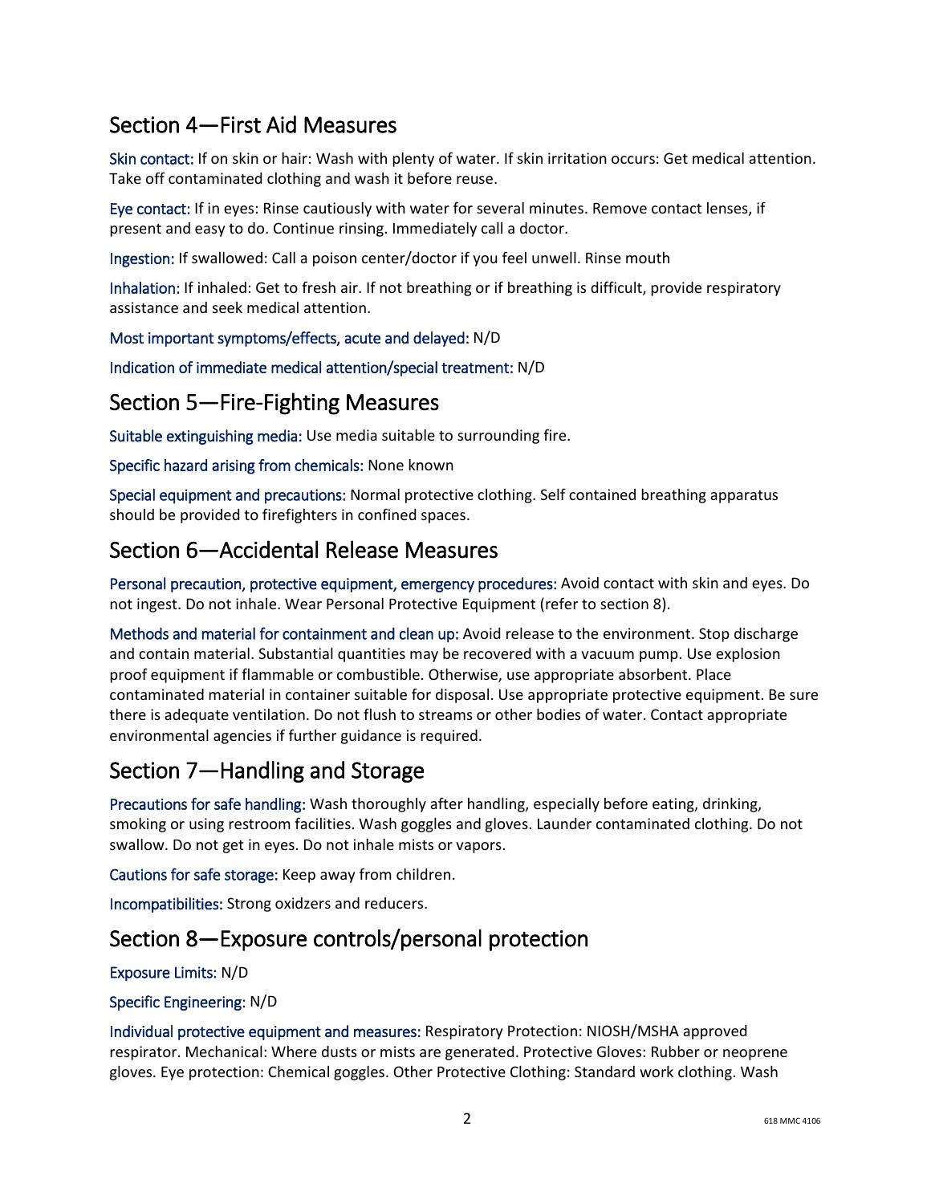## Section 4—First Aid Measures

Skin contact: If on skin or hair: Wash with plenty of water. If skin irritation occurs: Get medical attention. Take off contaminated clothing and wash it before reuse.

Eye contact: If in eyes: Rinse cautiously with water for several minutes. Remove contact lenses, if present and easy to do. Continue rinsing. Immediately call a doctor.

Ingestion: If swallowed: Call a poison center/doctor if you feel unwell. Rinse mouth

Inhalation: If inhaled: Get to fresh air. If not breathing or if breathing is difficult, provide respiratory assistance and seek medical attention.

Most important symptoms/effects, acute and delayed: N/D

Indication of immediate medical attention/special treatment: N/D

## Section 5—Fire-Fighting Measures

Suitable extinguishing media: Use media suitable to surrounding fire.

Specific hazard arising from chemicals: None known

Special equipment and precautions: Normal protective clothing. Self contained breathing apparatus should be provided to firefighters in confined spaces.

## Section 6—Accidental Release Measures

Personal precaution, protective equipment, emergency procedures: Avoid contact with skin and eyes. Do not ingest. Do not inhale. Wear Personal Protective Equipment (refer to section 8).

Methods and material for containment and clean up: Avoid release to the environment. Stop discharge and contain material. Substantial quantities may be recovered with a vacuum pump. Use explosion proof equipment if flammable or combustible. Otherwise, use appropriate absorbent. Place contaminated material in container suitable for disposal. Use appropriate protective equipment. Be sure there is adequate ventilation. Do not flush to streams or other bodies of water. Contact appropriate environmental agencies if further guidance is required.

## Section 7—Handling and Storage

Precautions for safe handling: Wash thoroughly after handling, especially before eating, drinking, smoking or using restroom facilities. Wash goggles and gloves. Launder contaminated clothing. Do not swallow. Do not get in eyes. Do not inhale mists or vapors.

Cautions for safe storage: Keep away from children.

Incompatibilities: Strong oxidzers and reducers.

## Section 8—Exposure controls/personal protection

Exposure Limits: N/D

Specific Engineering: N/D

Individual protective equipment and measures: Respiratory Protection: NIOSH/MSHA approved respirator. Mechanical: Where dusts or mists are generated. Protective Gloves: Rubber or neoprene gloves. Eye protection: Chemical goggles. Other Protective Clothing: Standard work clothing. Wash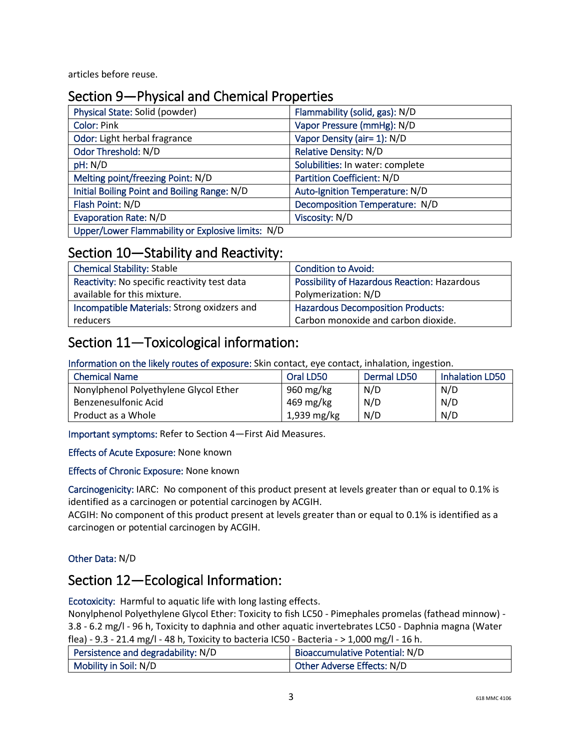articles before reuse.

## Section 9—Physical and Chemical Properties

| | |
|---|---|
| Physical State: Solid (powder) | Flammability (solid, gas): N/D |
| Color: Pink | Vapor Pressure (mmHg): N/D |
| Odor: Light herbal fragrance | Vapor Density (air= 1): N/D |
| Odor Threshold: N/D | Relative Density: N/D |
| pH: N/D | Solubilities: In water: complete |
| Melting point/freezing Point: N/D | Partition Coefficient: N/D |
| Initial Boiling Point and Boiling Range: N/D | Auto-Ignition Temperature: N/D |
| Flash Point: N/D | Decomposition Temperature: N/D |
| Evaporation Rate: N/D | Viscosity: N/D |
| Upper/Lower Flammability or Explosive limits: N/D | |

## Section 10—Stability and Reactivity:

| | |
|---|---|
| Chemical Stability: Stable | Condition to Avoid: |
| Reactivity: No specific reactivity test data available for this mixture. | Possibility of Hazardous Reaction: Hazardous Polymerization: N/D |
| Incompatible Materials: Strong oxidzers and reducers | Hazardous Decomposition Products: Carbon monoxide and carbon dioxide. |

## Section 11—Toxicological information:

Information on the likely routes of exposure: Skin contact, eye contact, inhalation, ingestion.

| Chemical Name | Oral LD50 | Dermal LD50 | Inhalation LD50 |
|---|---|---|---|
| Nonylphenol Polyethylene Glycol Ether | 960 mg/kg | N/D | N/D |
| Benzenesulfonic Acid | 469 mg/kg | N/D | N/D |
| Product as a Whole | 1,939 mg/kg | N/D | N/D |

Important symptoms: Refer to Section 4—First Aid Measures.

Effects of Acute Exposure: None known

Effects of Chronic Exposure: None known

Carcinogenicity: IARC: No component of this product present at levels greater than or equal to 0.1% is identified as a carcinogen or potential carcinogen by ACGIH.
ACGIH: No component of this product present at levels greater than or equal to 0.1% is identified as a carcinogen or potential carcinogen by ACGIH.

Other Data: N/D

## Section 12—Ecological Information:

Ecotoxicity: Harmful to aquatic life with long lasting effects.
Nonylphenol Polyethylene Glycol Ether: Toxicity to fish LC50 - Pimephales promelas (fathead minnow) - 3.8 - 6.2 mg/l - 96 h, Toxicity to daphnia and other aquatic invertebrates LC50 - Daphnia magna (Water flea) - 9.3 - 21.4 mg/l - 48 h, Toxicity to bacteria IC50 - Bacteria - > 1,000 mg/l - 16 h.

| | |
|---|---|
| Persistence and degradability: N/D | Bioaccumulative Potential: N/D |
| Mobility in Soil: N/D | Other Adverse Effects: N/D |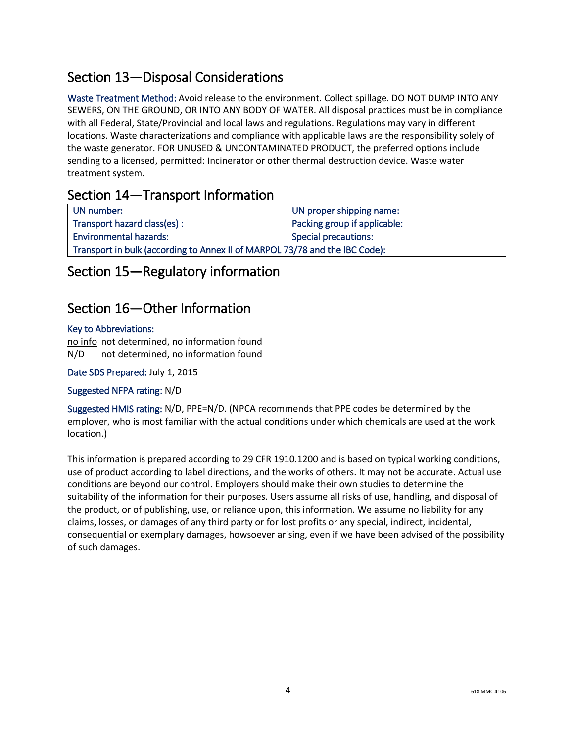## Section 13—Disposal Considerations

Waste Treatment Method: Avoid release to the environment. Collect spillage. DO NOT DUMP INTO ANY SEWERS, ON THE GROUND, OR INTO ANY BODY OF WATER. All disposal practices must be in compliance with all Federal, State/Provincial and local laws and regulations. Regulations may vary in different locations. Waste characterizations and compliance with applicable laws are the responsibility solely of the waste generator. FOR UNUSED & UNCONTAMINATED PRODUCT, the preferred options include sending to a licensed, permitted: Incinerator or other thermal destruction device. Waste water treatment system.

## Section 14—Transport Information

| | |
|---|---|
| UN number: | UN proper shipping name: |
| Transport hazard class(es) : | Packing group if applicable: |
| Environmental hazards: | Special precautions: |
| Transport in bulk (according to Annex II of MARPOL 73/78 and the IBC Code): | |

## Section 15—Regulatory information

## Section 16—Other Information

Key to Abbreviations:

no info not determined, no information found
N/D not determined, no information found

Date SDS Prepared: July 1, 2015

Suggested NFPA rating: N/D

Suggested HMIS rating: N/D, PPE=N/D. (NPCA recommends that PPE codes be determined by the employer, who is most familiar with the actual conditions under which chemicals are used at the work location.)

This information is prepared according to 29 CFR 1910.1200 and is based on typical working conditions, use of product according to label directions, and the works of others. It may not be accurate. Actual use conditions are beyond our control. Employers should make their own studies to determine the suitability of the information for their purposes. Users assume all risks of use, handling, and disposal of the product, or of publishing, use, or reliance upon, this information. We assume no liability for any claims, losses, or damages of any third party or for lost profits or any special, indirect, incidental, consequential or exemplary damages, howsoever arising, even if we have been advised of the possibility of such damages.